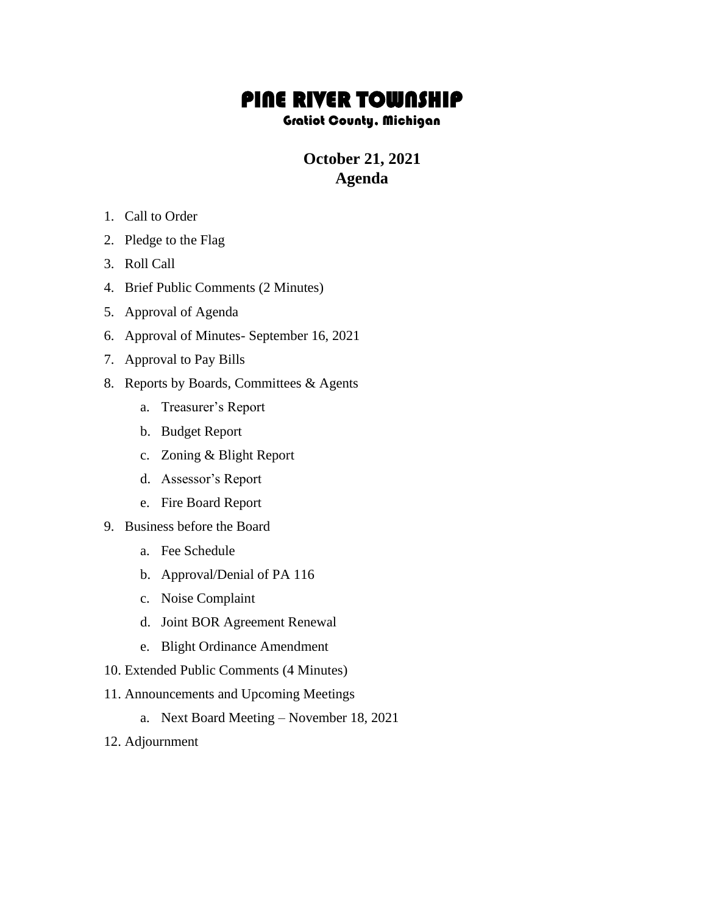# PINE RIVER TOWNSHIP

### Gratiot County, Michigan

## October 21, 2021
## Agenda

1. Call to Order
2. Pledge to the Flag
3. Roll Call
4. Brief Public Comments (2 Minutes)
5. Approval of Agenda
6. Approval of Minutes- September 16, 2021
7. Approval to Pay Bills
8. Reports by Boards, Committees & Agents
    a. Treasurer's Report
    b. Budget Report
    c. Zoning & Blight Report
    d. Assessor's Report
    e. Fire Board Report
9. Business before the Board
    a. Fee Schedule
    b. Approval/Denial of PA 116
    c. Noise Complaint
    d. Joint BOR Agreement Renewal
    e. Blight Ordinance Amendment
10. Extended Public Comments (4 Minutes)
11. Announcements and Upcoming Meetings
    a. Next Board Meeting – November 18, 2021
12. Adjournment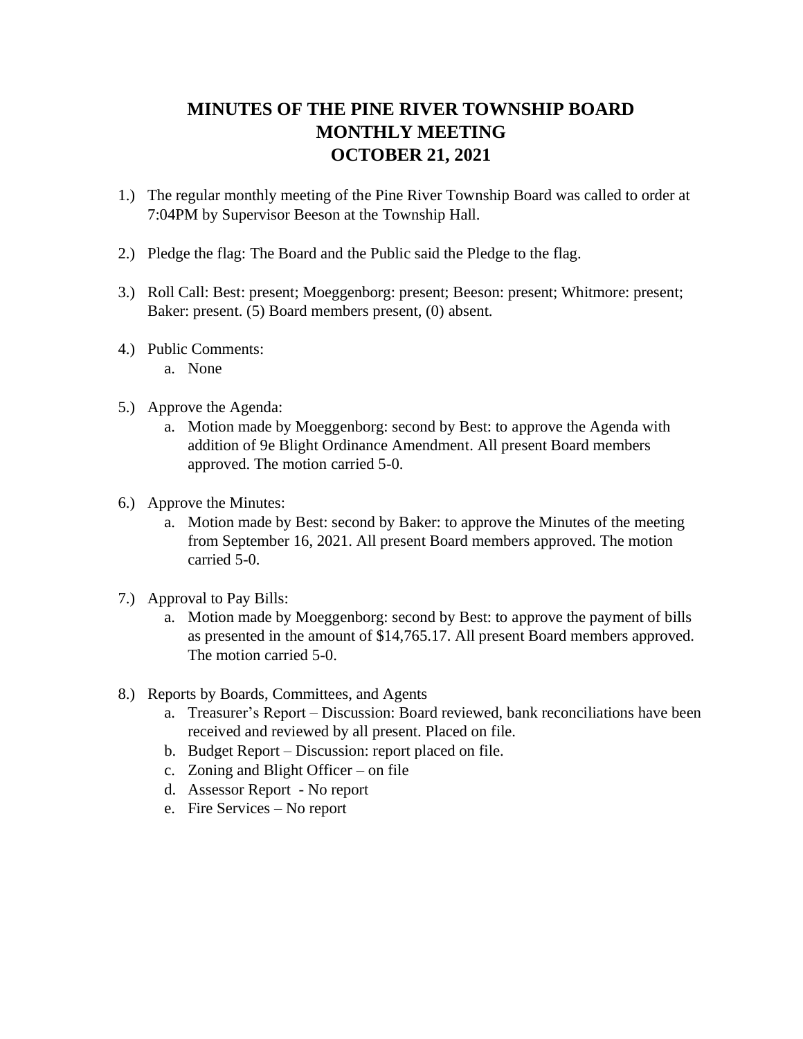# MINUTES OF THE PINE RIVER TOWNSHIP BOARD MONTHLY MEETING OCTOBER 21, 2021

1.) The regular monthly meeting of the Pine River Township Board was called to order at 7:04PM by Supervisor Beeson at the Township Hall.

2.) Pledge the flag: The Board and the Public said the Pledge to the flag.

3.) Roll Call: Best: present; Moeggenborg: present; Beeson: present; Whitmore: present; Baker: present. (5) Board members present, (0) absent.

4.) Public Comments:
   a. None

5.) Approve the Agenda:
   a. Motion made by Moeggenborg: second by Best: to approve the Agenda with addition of 9e Blight Ordinance Amendment. All present Board members approved. The motion carried 5-0.

6.) Approve the Minutes:
   a. Motion made by Best: second by Baker: to approve the Minutes of the meeting from September 16, 2021. All present Board members approved. The motion carried 5-0.

7.) Approval to Pay Bills:
   a. Motion made by Moeggenborg: second by Best: to approve the payment of bills as presented in the amount of $14,765.17. All present Board members approved. The motion carried 5-0.

8.) Reports by Boards, Committees, and Agents
   a. Treasurer's Report – Discussion: Board reviewed, bank reconciliations have been received and reviewed by all present. Placed on file.
   b. Budget Report – Discussion: report placed on file.
   c. Zoning and Blight Officer – on file
   d. Assessor Report - No report
   e. Fire Services – No report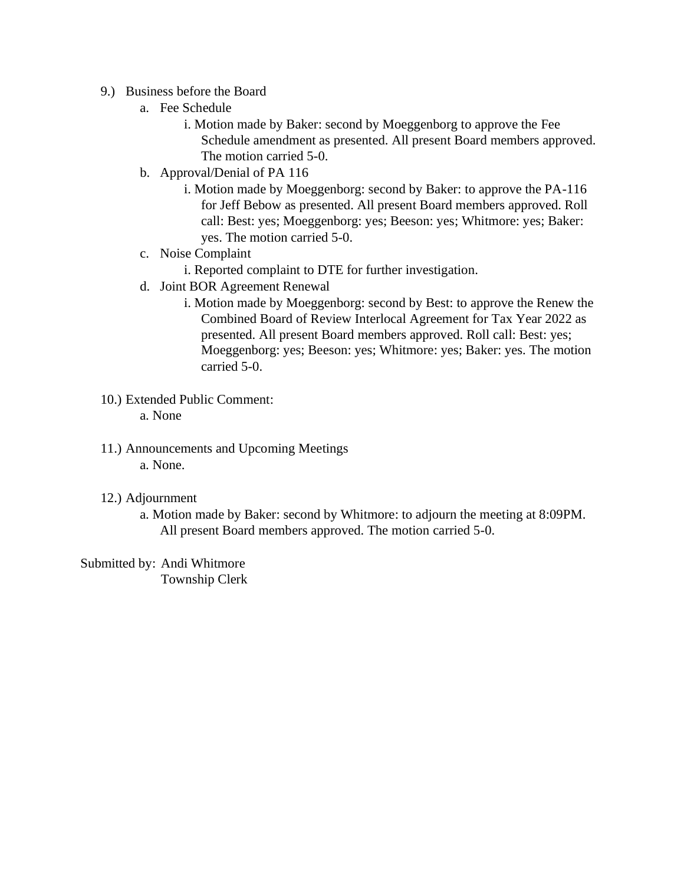9.) Business before the Board
  a. Fee Schedule
    i. Motion made by Baker: second by Moeggenborg to approve the Fee Schedule amendment as presented. All present Board members approved. The motion carried 5-0.
  b. Approval/Denial of PA 116
    i. Motion made by Moeggenborg: second by Baker: to approve the PA-116 for Jeff Bebow as presented. All present Board members approved. Roll call: Best: yes; Moeggenborg: yes; Beeson: yes; Whitmore: yes; Baker: yes. The motion carried 5-0.
  c. Noise Complaint
    i. Reported complaint to DTE for further investigation.
  d. Joint BOR Agreement Renewal
    i. Motion made by Moeggenborg: second by Best: to approve the Renew the Combined Board of Review Interlocal Agreement for Tax Year 2022 as presented. All present Board members approved. Roll call: Best: yes; Moeggenborg: yes; Beeson: yes; Whitmore: yes; Baker: yes. The motion carried 5-0.

10.) Extended Public Comment:
  a. None

11.) Announcements and Upcoming Meetings
  a. None.

12.) Adjournment
  a. Motion made by Baker: second by Whitmore: to adjourn the meeting at 8:09PM. All present Board members approved. The motion carried 5-0.

Submitted by: Andi Whitmore
Township Clerk